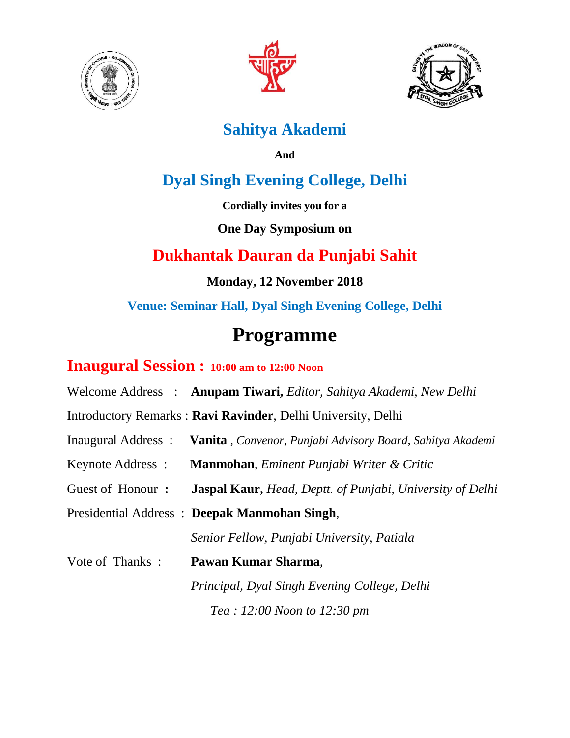# Sahitya Akademi

**And**

# Dyal Singh Evening College, Delhi

**Cordially invites you for a**

**One Day Symposium on**

# Dukhantak Dauran da Punjabi Sahit

**Monday, 12 November 2018**

**Venue: Seminar Hall, Dyal Singh Evening College, Delhi**

# Programme

## Inaugural Session : 10:00 am to 12:00 Noon

Welcome Address : **Anupam Tiwari,** *Editor, Sahitya Akademi, New Delhi*

Introductory Remarks : **Ravi Ravinder**, Delhi University, Delhi

Inaugural Address : **Vanita** , *Convenor, Punjabi Advisory Board, Sahitya Akademi*

Keynote Address : **Manmohan**, *Eminent Punjabi Writer & Critic*

Guest of Honour **:** **Jaspal Kaur,** *Head, Deptt. of Punjabi, University of Delhi*

Presidential Address : **Deepak Manmohan Singh**, *Senior Fellow, Punjabi University, Patiala*

Vote of Thanks : **Pawan Kumar Sharma**, *Principal, Dyal Singh Evening College, Delhi*

*Tea : 12:00 Noon to 12:30 pm*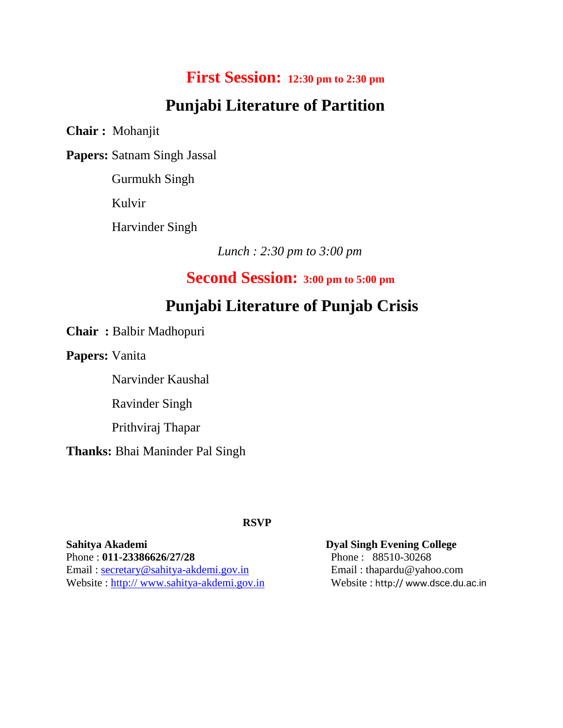## **First Session:** **12:30 pm to 2:30 pm**

## Punjabi Literature of Partition

**Chair :** Mohanjit

**Papers:** Satnam Singh Jassal

Gurmukh Singh

Kulvir

Harvinder Singh

*Lunch : 2:30 pm to 3:00 pm*

## **Second Session:** **3:00 pm to 5:00 pm**

## Punjabi Literature of Punjab Crisis

**Chair :** Balbir Madhopuri

**Papers:** Vanita

Narvinder Kaushal

Ravinder Singh

Prithviraj Thapar

**Thanks:** Bhai Maninder Pal Singh

**RSVP**

**Sahitya Akademi**
Phone : **011-23386626/27/28**
Email : secretary@sahitya-akdemi.gov.in
Website : http:// www.sahitya-akdemi.gov.in

**Dyal Singh Evening College**
Phone : 88510-30268
Email : thapardu@yahoo.com
Website : http:// www.dsce.du.ac.in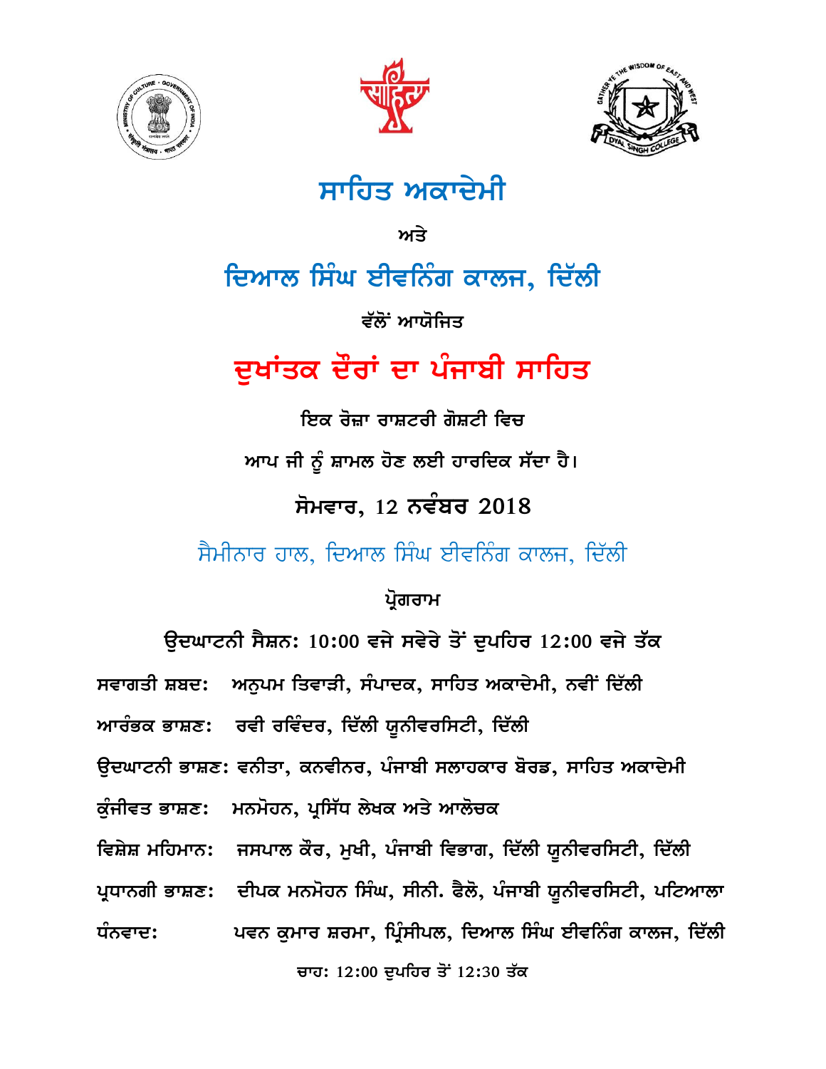# ਸਾਹਿਤ ਅਕਾਦੇਮੀ

ਅਤੇ

## ਦਿਆਲ ਸਿੰਘ ਈਵਨਿੰਗ ਕਾਲਜ, ਦਿੱਲੀ

ਵੱਲੋਂ ਆਯੋਜਿਤ

# ਦੁਖਾਂਤਕ ਦੌਰਾਂ ਦਾ ਪੰਜਾਬੀ ਸਾਹਿਤ

ਇਕ ਰੋਜ਼ਾ ਰਾਸ਼ਟਰੀ ਗੋਸ਼ਟੀ ਵਿਚ

ਆਪ ਜੀ ਨੂੰ ਸ਼ਾਮਲ ਹੋਣ ਲਈ ਹਾਰਦਿਕ ਸੱਦਾ ਹੈ।

**ਸੋਮਵਾਰ, 12 ਨਵੰਬਰ 2018**

ਸੈਮੀਨਾਰ ਹਾਲ, ਦਿਆਲ ਸਿੰਘ ਈਵਨਿੰਗ ਕਾਲਜ, ਦਿੱਲੀ

**ਪ੍ਰੋਗਰਾਮ**

**ਉਦਘਾਟਨੀ ਸੈਸ਼ਨ: 10:00 ਵਜੇ ਸਵੇਰੇ ਤੋਂ ਦੁਪਹਿਰ 12:00 ਵਜੇ ਤੱਕ**

ਸਵਾਗਤੀ ਸ਼ਬਦ: ਅਨੁਪਮ ਤਿਵਾੜੀ, ਸੰਪਾਦਕ, ਸਾਹਿਤ ਅਕਾਦੇਮੀ, ਨਵੀਂ ਦਿੱਲੀ

ਆਰੰਭਕ ਭਾਸ਼ਣ: ਰਵੀ ਰਵਿੰਦਰ, ਦਿੱਲੀ ਯੂਨੀਵਰਸਿਟੀ, ਦਿੱਲੀ

ਉਦਘਾਟਨੀ ਭਾਸ਼ਣ: ਵਨੀਤਾ, ਕਨਵੀਨਰ, ਪੰਜਾਬੀ ਸਲਾਹਕਾਰ ਬੋਰਡ, ਸਾਹਿਤ ਅਕਾਦੇਮੀ

ਕੁੰਜੀਵਤ ਭਾਸ਼ਣ: ਮਨਮੋਹਨ, ਪ੍ਰਸਿੱਧ ਲੇਖਕ ਅਤੇ ਆਲੋਚਕ

ਵਿਸ਼ੇਸ਼ ਮਹਿਮਾਨ: ਜਸਪਾਲ ਕੌਰ, ਮੁਖੀ, ਪੰਜਾਬੀ ਵਿਭਾਗ, ਦਿੱਲੀ ਯੂਨੀਵਰਸਿਟੀ, ਦਿੱਲੀ

ਪ੍ਰਧਾਨਗੀ ਭਾਸ਼ਣ: ਦੀਪਕ ਮਨਮੋਹਨ ਸਿੰਘ, ਸੀਨੀ. ਫੈਲੋ, ਪੰਜਾਬੀ ਯੂਨੀਵਰਸਿਟੀ, ਪਟਿਆਲਾ

ਧੰਨਵਾਦ: ਪਵਨ ਕੁਮਾਰ ਸ਼ਰਮਾ, ਪ੍ਰਿੰਸੀਪਲ, ਦਿਆਲ ਸਿੰਘ ਈਵਨਿੰਗ ਕਾਲਜ, ਦਿੱਲੀ

ਚਾਹ: 12:00 ਦੁਪਹਿਰ ਤੋਂ 12:30 ਤੱਕ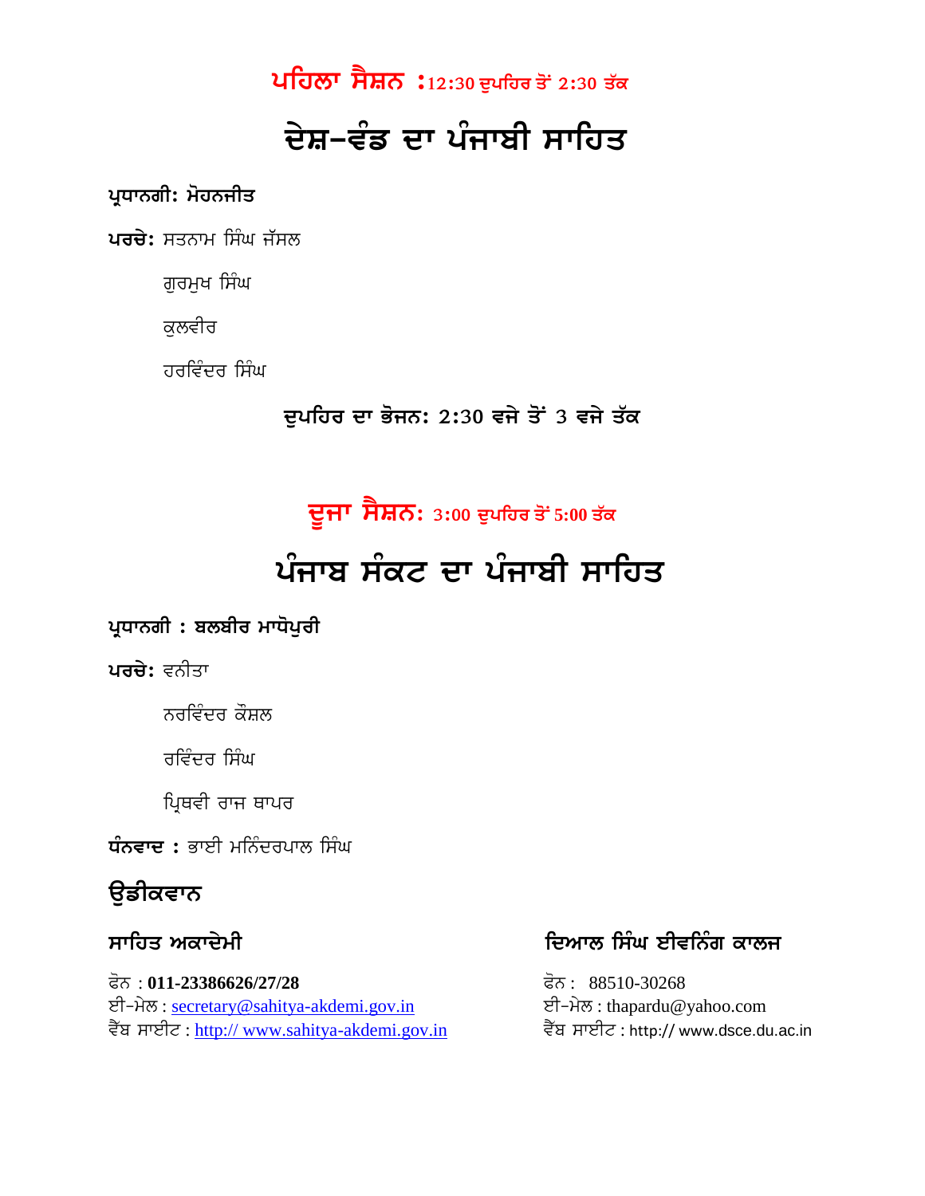**ਪਹਿਲਾ ਸੈਸ਼ਨ :12:30 ਦੁਪਹਿਰ ਤੋਂ 2:30 ਤੱਕ**

# ਦੇਸ਼-ਵੰਡ ਦਾ ਪੰਜਾਬੀ ਸਾਹਿਤ

**ਪ੍ਰਧਾਨਗੀ:** **ਮੋਹਨਜੀਤ**

**ਪਰਚੇ:** ਸਤਨਾਮ ਸਿੰਘ ਜੱਸਲ

ਗੁਰਮੁਖ ਸਿੰਘ

ਕੁਲਵੀਰ

ਹਰਵਿੰਦਰ ਸਿੰਘ

**ਦੁਪਹਿਰ ਦਾ ਭੋਜਨ: 2:30 ਵਜੇ ਤੋਂ 3 ਵਜੇ ਤੱਕ**

**ਦੂਜਾ ਸੈਸ਼ਨ: 3:00 ਦੁਪਹਿਰ ਤੋਂ 5:00 ਤੱਕ**

# ਪੰਜਾਬ ਸੰਕਟ ਦਾ ਪੰਜਾਬੀ ਸਾਹਿਤ

**ਪ੍ਰਧਾਨਗੀ :** **ਬਲਬੀਰ ਮਾਧੋਪੁਰੀ**

**ਪਰਚੇ:** ਵਨੀਤਾ

ਨਰਵਿੰਦਰ ਕੌਸ਼ਲ

ਰਵਿੰਦਰ ਸਿੰਘ

ਪ੍ਰਿਥਵੀ ਰਾਜ ਥਾਪਰ

**ਧੰਨਵਾਦ :** ਭਾਈ ਮਨਿੰਦਰਪਾਲ ਸਿੰਘ

## ਉਡੀਕਵਾਨ

### ਸਾਹਿਤ ਅਕਾਦੇਮੀ

ਫੋਨ : **011-23386626/27/28**
ਈ-ਮੇਲ : secretary@sahitya-akdemi.gov.in
ਵੈੱਬ ਸਾਈਟ : http:// www.sahitya-akdemi.gov.in

### ਦਿਆਲ ਸਿੰਘ ਈਵਨਿੰਗ ਕਾਲਜ

ਫੋਨ : 88510-30268
ਈ-ਮੇਲ : thapardu@yahoo.com
ਵੈੱਬ ਸਾਈਟ : http:// www.dsce.du.ac.in